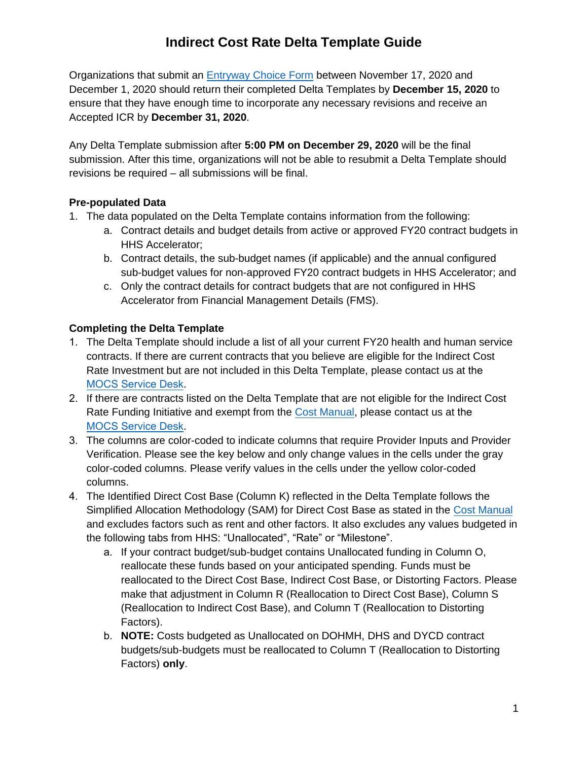# Indirect Cost Rate Delta Template Guide

Organizations that submit an Entryway Choice Form between November 17, 2020 and December 1, 2020 should return their completed Delta Templates by **December 15, 2020** to ensure that they have enough time to incorporate any necessary revisions and receive an Accepted ICR by **December 31, 2020**.

Any Delta Template submission after **5:00 PM on December 29, 2020** will be the final submission. After this time, organizations will not be able to resubmit a Delta Template should revisions be required – all submissions will be final.

**Pre-populated Data**

1. The data populated on the Delta Template contains information from the following:
    a. Contract details and budget details from active or approved FY20 contract budgets in HHS Accelerator;
    b. Contract details, the sub-budget names (if applicable) and the annual configured sub-budget values for non-approved FY20 contract budgets in HHS Accelerator; and
    c. Only the contract details for contract budgets that are not configured in HHS Accelerator from Financial Management Details (FMS).

**Completing the Delta Template**

1. The Delta Template should include a list of all your current FY20 health and human service contracts. If there are current contracts that you believe are eligible for the Indirect Cost Rate Investment but are not included in this Delta Template, please contact us at the MOCS Service Desk.
2. If there are contracts listed on the Delta Template that are not eligible for the Indirect Cost Rate Funding Initiative and exempt from the Cost Manual, please contact us at the MOCS Service Desk.
3. The columns are color-coded to indicate columns that require Provider Inputs and Provider Verification. Please see the key below and only change values in the cells under the gray color-coded columns. Please verify values in the cells under the yellow color-coded columns.
4. The Identified Direct Cost Base (Column K) reflected in the Delta Template follows the Simplified Allocation Methodology (SAM) for Direct Cost Base as stated in the Cost Manual and excludes factors such as rent and other factors. It also excludes any values budgeted in the following tabs from HHS: "Unallocated", "Rate" or "Milestone".
    a. If your contract budget/sub-budget contains Unallocated funding in Column O, reallocate these funds based on your anticipated spending. Funds must be reallocated to the Direct Cost Base, Indirect Cost Base, or Distorting Factors. Please make that adjustment in Column R (Reallocation to Direct Cost Base), Column S (Reallocation to Indirect Cost Base), and Column T (Reallocation to Distorting Factors).
    b. **NOTE:** Costs budgeted as Unallocated on DOHMH, DHS and DYCD contract budgets/sub-budgets must be reallocated to Column T (Reallocation to Distorting Factors) **only**.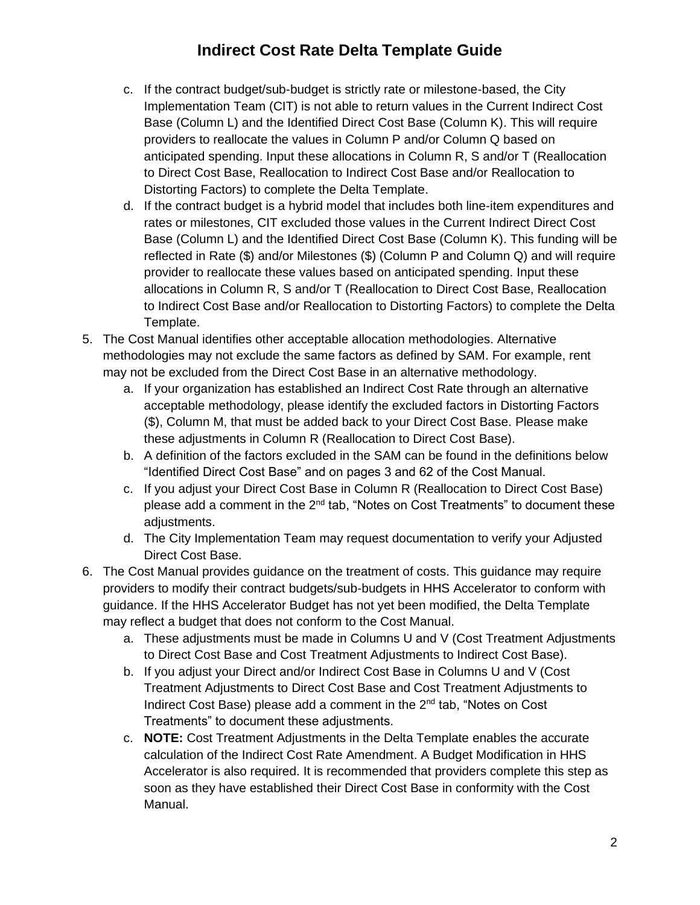c. If the contract budget/sub-budget is strictly rate or milestone-based, the City Implementation Team (CIT) is not able to return values in the Current Indirect Cost Base (Column L) and the Identified Direct Cost Base (Column K). This will require providers to reallocate the values in Column P and/or Column Q based on anticipated spending. Input these allocations in Column R, S and/or T (Reallocation to Direct Cost Base, Reallocation to Indirect Cost Base and/or Reallocation to Distorting Factors) to complete the Delta Template.

d. If the contract budget is a hybrid model that includes both line-item expenditures and rates or milestones, CIT excluded those values in the Current Indirect Direct Cost Base (Column L) and the Identified Direct Cost Base (Column K). This funding will be reflected in Rate ($) and/or Milestones ($) (Column P and Column Q) and will require provider to reallocate these values based on anticipated spending. Input these allocations in Column R, S and/or T (Reallocation to Direct Cost Base, Reallocation to Indirect Cost Base and/or Reallocation to Distorting Factors) to complete the Delta Template.

5. The Cost Manual identifies other acceptable allocation methodologies. Alternative methodologies may not exclude the same factors as defined by SAM. For example, rent may not be excluded from the Direct Cost Base in an alternative methodology.
   a. If your organization has established an Indirect Cost Rate through an alternative acceptable methodology, please identify the excluded factors in Distorting Factors ($), Column M, that must be added back to your Direct Cost Base. Please make these adjustments in Column R (Reallocation to Direct Cost Base).
   b. A definition of the factors excluded in the SAM can be found in the definitions below "Identified Direct Cost Base" and on pages 3 and 62 of the Cost Manual.
   c. If you adjust your Direct Cost Base in Column R (Reallocation to Direct Cost Base) please add a comment in the 2nd tab, "Notes on Cost Treatments" to document these adjustments.
   d. The City Implementation Team may request documentation to verify your Adjusted Direct Cost Base.
6. The Cost Manual provides guidance on the treatment of costs. This guidance may require providers to modify their contract budgets/sub-budgets in HHS Accelerator to conform with guidance. If the HHS Accelerator Budget has not yet been modified, the Delta Template may reflect a budget that does not conform to the Cost Manual.
   a. These adjustments must be made in Columns U and V (Cost Treatment Adjustments to Direct Cost Base and Cost Treatment Adjustments to Indirect Cost Base).
   b. If you adjust your Direct and/or Indirect Cost Base in Columns U and V (Cost Treatment Adjustments to Direct Cost Base and Cost Treatment Adjustments to Indirect Cost Base) please add a comment in the 2nd tab, "Notes on Cost Treatments" to document these adjustments.
   c. **NOTE:** Cost Treatment Adjustments in the Delta Template enables the accurate calculation of the Indirect Cost Rate Amendment. A Budget Modification in HHS Accelerator is also required. It is recommended that providers complete this step as soon as they have established their Direct Cost Base in conformity with the Cost Manual.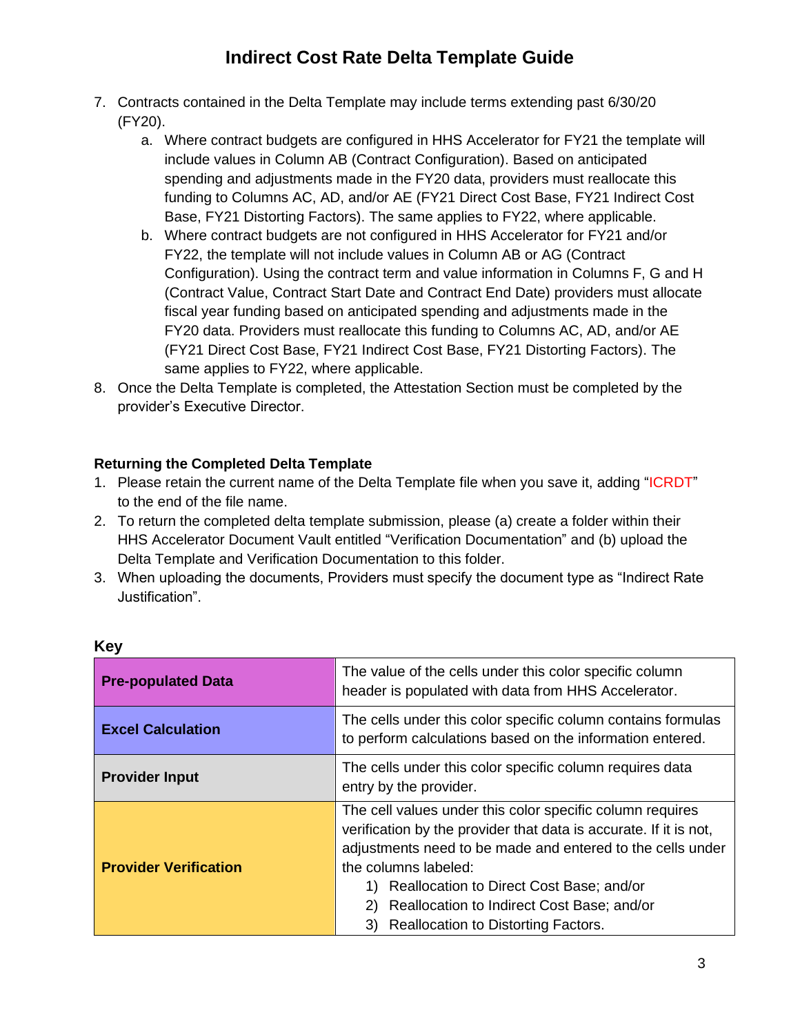7. Contracts contained in the Delta Template may include terms extending past 6/30/20 (FY20).
    a. Where contract budgets are configured in HHS Accelerator for FY21 the template will include values in Column AB (Contract Configuration). Based on anticipated spending and adjustments made in the FY20 data, providers must reallocate this funding to Columns AC, AD, and/or AE (FY21 Direct Cost Base, FY21 Indirect Cost Base, FY21 Distorting Factors). The same applies to FY22, where applicable.
    b. Where contract budgets are not configured in HHS Accelerator for FY21 and/or FY22, the template will not include values in Column AB or AG (Contract Configuration). Using the contract term and value information in Columns F, G and H (Contract Value, Contract Start Date and Contract End Date) providers must allocate fiscal year funding based on anticipated spending and adjustments made in the FY20 data. Providers must reallocate this funding to Columns AC, AD, and/or AE (FY21 Direct Cost Base, FY21 Indirect Cost Base, FY21 Distorting Factors). The same applies to FY22, where applicable.
8. Once the Delta Template is completed, the Attestation Section must be completed by the provider's Executive Director.

**Returning the Completed Delta Template**

1. Please retain the current name of the Delta Template file when you save it, adding "ICRDT" to the end of the file name.
2. To return the completed delta template submission, please (a) create a folder within their HHS Accelerator Document Vault entitled "Verification Documentation" and (b) upload the Delta Template and Verification Documentation to this folder.
3. When uploading the documents, Providers must specify the document type as "Indirect Rate Justification".

**Key**

| | |
|---|---|
| **Pre-populated Data** | The value of the cells under this color specific column header is populated with data from HHS Accelerator. |
| **Excel Calculation** | The cells under this color specific column contains formulas to perform calculations based on the information entered. |
| **Provider Input** | The cells under this color specific column requires data entry by the provider. |
| **Provider Verification** | The cell values under this color specific column requires verification by the provider that data is accurate. If it is not, adjustments need to be made and entered to the cells under the columns labeled: 1) Reallocation to Direct Cost Base; and/or 2) Reallocation to Indirect Cost Base; and/or 3) Reallocation to Distorting Factors. |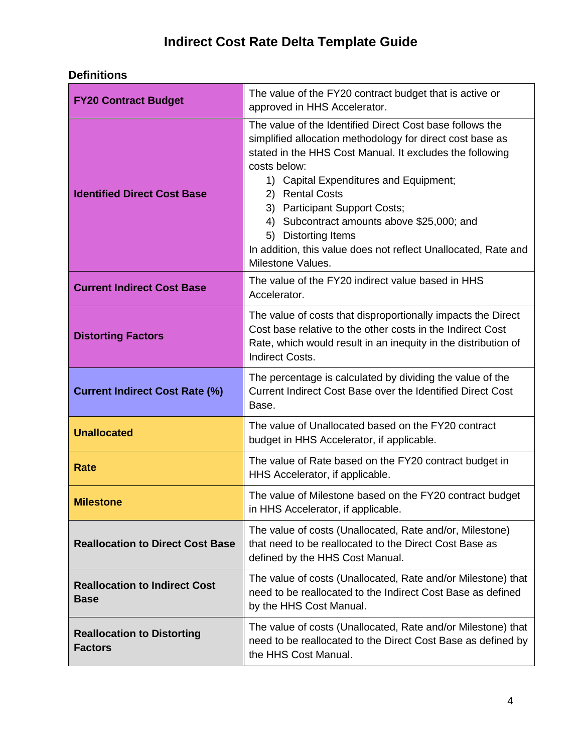# Indirect Cost Rate Delta Template Guide

**Definitions**

| | |
|---|---|
| **FY20 Contract Budget** | The value of the FY20 contract budget that is active or approved in HHS Accelerator. |
| **Identified Direct Cost Base** | The value of the Identified Direct Cost base follows the simplified allocation methodology for direct cost base as stated in the HHS Cost Manual. It excludes the following costs below:<br>1) Capital Expenditures and Equipment;<br>2) Rental Costs<br>3) Participant Support Costs;<br>4) Subcontract amounts above $25,000; and<br>5) Distorting Items<br>In addition, this value does not reflect Unallocated, Rate and Milestone Values. |
| **Current Indirect Cost Base** | The value of the FY20 indirect value based in HHS Accelerator. |
| **Distorting Factors** | The value of costs that disproportionally impacts the Direct Cost base relative to the other costs in the Indirect Cost Rate, which would result in an inequity in the distribution of Indirect Costs. |
| **Current Indirect Cost Rate (%)** | The percentage is calculated by dividing the value of the Current Indirect Cost Base over the Identified Direct Cost Base. |
| **Unallocated** | The value of Unallocated based on the FY20 contract budget in HHS Accelerator, if applicable. |
| **Rate** | The value of Rate based on the FY20 contract budget in HHS Accelerator, if applicable. |
| **Milestone** | The value of Milestone based on the FY20 contract budget in HHS Accelerator, if applicable. |
| **Reallocation to Direct Cost Base** | The value of costs (Unallocated, Rate and/or, Milestone) that need to be reallocated to the Direct Cost Base as defined by the HHS Cost Manual. |
| **Reallocation to Indirect Cost Base** | The value of costs (Unallocated, Rate and/or Milestone) that need to be reallocated to the Indirect Cost Base as defined by the HHS Cost Manual. |
| **Reallocation to Distorting Factors** | The value of costs (Unallocated, Rate and/or Milestone) that need to be reallocated to the Direct Cost Base as defined by the HHS Cost Manual. |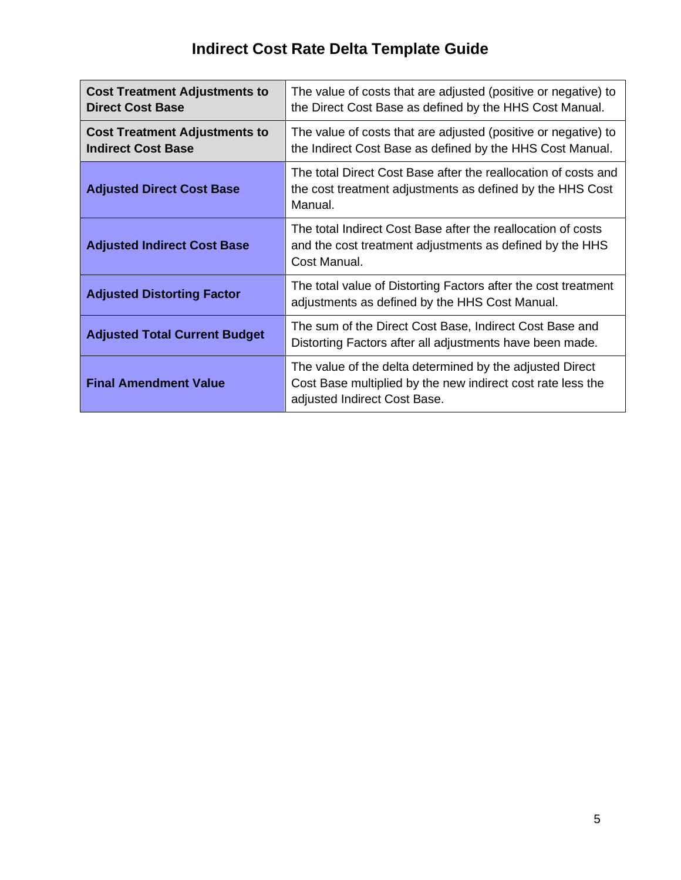# Indirect Cost Rate Delta Template Guide

| | |
|---|---|
| **Cost Treatment Adjustments to Direct Cost Base** | The value of costs that are adjusted (positive or negative) to the Direct Cost Base as defined by the HHS Cost Manual. |
| **Cost Treatment Adjustments to Indirect Cost Base** | The value of costs that are adjusted (positive or negative) to the Indirect Cost Base as defined by the HHS Cost Manual. |
| **Adjusted Direct Cost Base** | The total Direct Cost Base after the reallocation of costs and the cost treatment adjustments as defined by the HHS Cost Manual. |
| **Adjusted Indirect Cost Base** | The total Indirect Cost Base after the reallocation of costs and the cost treatment adjustments as defined by the HHS Cost Manual. |
| **Adjusted Distorting Factor** | The total value of Distorting Factors after the cost treatment adjustments as defined by the HHS Cost Manual. |
| **Adjusted Total Current Budget** | The sum of the Direct Cost Base, Indirect Cost Base and Distorting Factors after all adjustments have been made. |
| **Final Amendment Value** | The value of the delta determined by the adjusted Direct Cost Base multiplied by the new indirect cost rate less the adjusted Indirect Cost Base. |